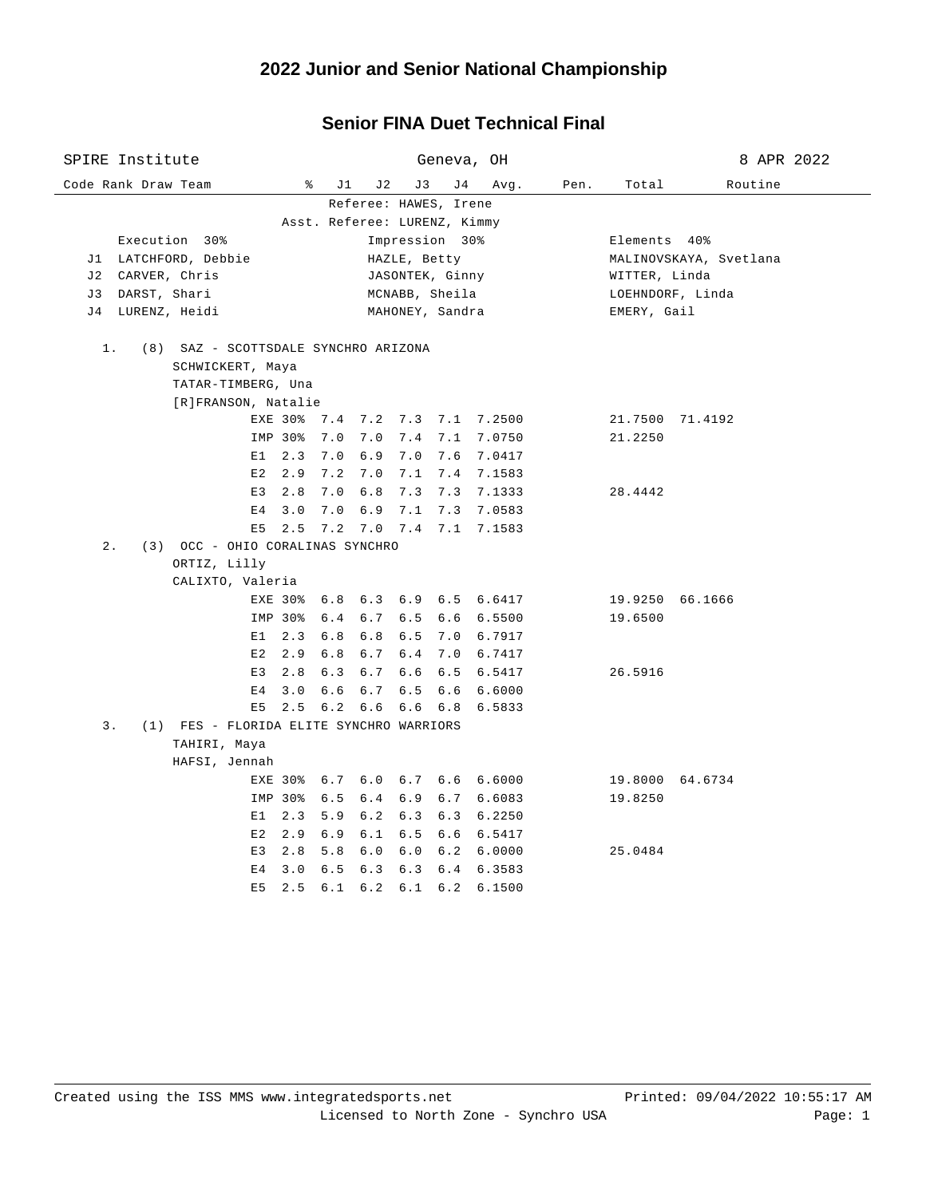# 2022 Junior and Senior National Championship

## Senior FINA Duet Technical Final

SPIRE Institute — Geneva, OH — 8 APR 2022

Referee: HAWES, Irene
Asst. Referee: LURENZ, Kimmy

| | Execution 30% | Impression 30% | Elements 40% |
|---|---|---|---|
| J1 | LATCHFORD, Debbie | HAZLE, Betty | MALINOVSKAYA, Svetlana |
| J2 | CARVER, Chris | JASONTEK, Ginny | WITTER, Linda |
| J3 | DARST, Shari | MCNABB, Sheila | LOEHNDORF, Linda |
| J4 | LURENZ, Heidi | MAHONEY, Sandra | EMERY, Gail |

| Code | Rank | Draw | Team | % | J1 | J2 | J3 | J4 | Avg. | Pen. | Total | Routine |
|---|---|---|---|---|---|---|---|---|---|---|---|---|
| | 1. | (8) | SAZ - SCOTTSDALE SYNCHRO ARIZONA | | | | | | | | | |
| | | | SCHWICKERT, Maya | | | | | | | | | |
| | | | TATAR-TIMBERG, Una | | | | | | | | | |
| | | | [R]FRANSON, Natalie | | | | | | | | | |
| | | | EXE | 30% | 7.4 | 7.2 | 7.3 | 7.1 | 7.2500 | | 21.7500 | 71.4192 |
| | | | IMP | 30% | 7.0 | 7.0 | 7.4 | 7.1 | 7.0750 | | 21.2250 | |
| | | | E1 | 2.3 | 7.0 | 6.9 | 7.0 | 7.6 | 7.0417 | | | |
| | | | E2 | 2.9 | 7.2 | 7.0 | 7.1 | 7.4 | 7.1583 | | | |
| | | | E3 | 2.8 | 7.0 | 6.8 | 7.3 | 7.3 | 7.1333 | | 28.4442 | |
| | | | E4 | 3.0 | 7.0 | 6.9 | 7.1 | 7.3 | 7.0583 | | | |
| | | | E5 | 2.5 | 7.2 | 7.0 | 7.4 | 7.1 | 7.1583 | | | |
| | 2. | (3) | OCC - OHIO CORALINAS SYNCHRO | | | | | | | | | |
| | | | ORTIZ, Lilly | | | | | | | | | |
| | | | CALIXTO, Valeria | | | | | | | | | |
| | | | EXE | 30% | 6.8 | 6.3 | 6.9 | 6.5 | 6.6417 | | 19.9250 | 66.1666 |
| | | | IMP | 30% | 6.4 | 6.7 | 6.5 | 6.6 | 6.5500 | | 19.6500 | |
| | | | E1 | 2.3 | 6.8 | 6.8 | 6.5 | 7.0 | 6.7917 | | | |
| | | | E2 | 2.9 | 6.8 | 6.7 | 6.4 | 7.0 | 6.7417 | | | |
| | | | E3 | 2.8 | 6.3 | 6.7 | 6.6 | 6.5 | 6.5417 | | 26.5916 | |
| | | | E4 | 3.0 | 6.6 | 6.7 | 6.5 | 6.6 | 6.6000 | | | |
| | | | E5 | 2.5 | 6.2 | 6.6 | 6.6 | 6.8 | 6.5833 | | | |
| | 3. | (1) | FES - FLORIDA ELITE SYNCHRO WARRIORS | | | | | | | | | |
| | | | TAHIRI, Maya | | | | | | | | | |
| | | | HAFSI, Jennah | | | | | | | | | |
| | | | EXE | 30% | 6.7 | 6.0 | 6.7 | 6.6 | 6.6000 | | 19.8000 | 64.6734 |
| | | | IMP | 30% | 6.5 | 6.4 | 6.9 | 6.7 | 6.6083 | | 19.8250 | |
| | | | E1 | 2.3 | 5.9 | 6.2 | 6.3 | 6.3 | 6.2250 | | | |
| | | | E2 | 2.9 | 6.9 | 6.1 | 6.5 | 6.6 | 6.5417 | | | |
| | | | E3 | 2.8 | 5.8 | 6.0 | 6.0 | 6.2 | 6.0000 | | 25.0484 | |
| | | | E4 | 3.0 | 6.5 | 6.3 | 6.3 | 6.4 | 6.3583 | | | |
| | | | E5 | 2.5 | 6.1 | 6.2 | 6.1 | 6.2 | 6.1500 | | | |

Created using the ISS MMS www.integratedsports.net — Printed: 09/04/2022 10:55:17 AM
Licensed to North Zone - Synchro USA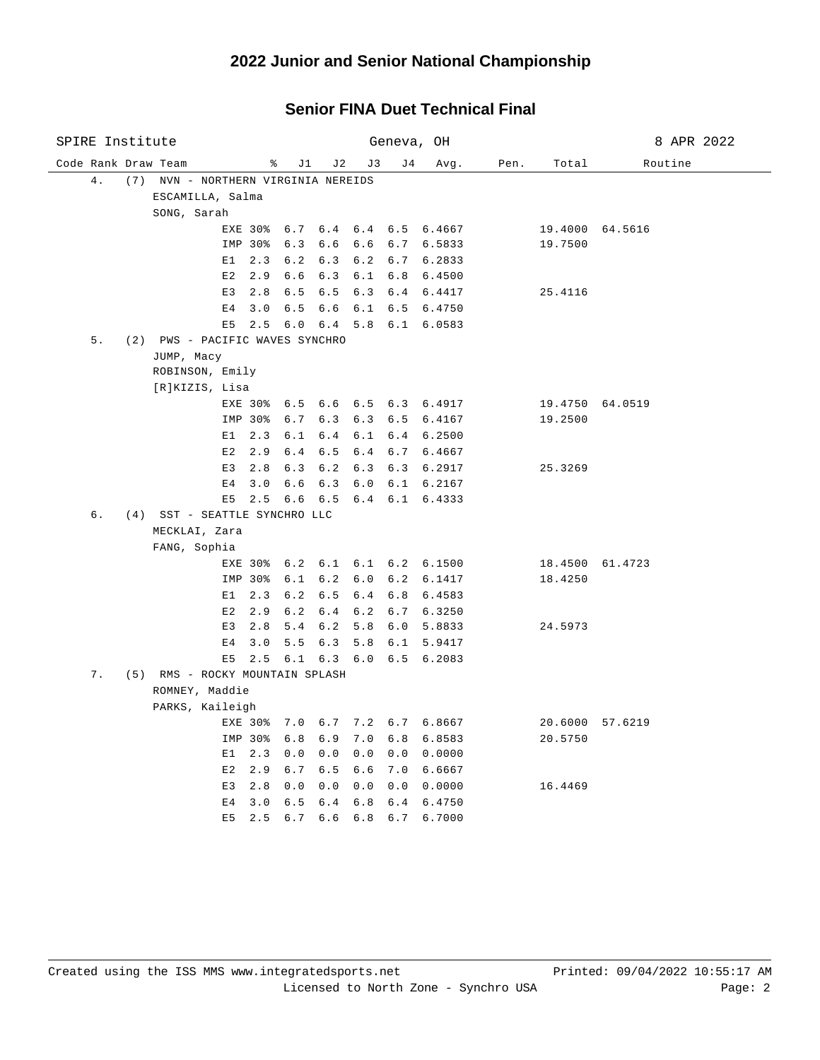# 2022 Junior and Senior National Championship

## Senior FINA Duet Technical Final

SPIRE Institute — Geneva, OH — 8 APR 2022

| Code | Rank | Draw | Team | % | J1 | J2 | J3 | J4 | Avg. | Pen. | Total | Routine |
|---|---|---|---|---|---|---|---|---|---|---|---|---|
| | 4. | (7) | NVN - NORTHERN VIRGINIA NEREIDS | | | | | | | | | |
| | | | ESCAMILLA, Salma | | | | | | | | | |
| | | | SONG, Sarah | | | | | | | | | |
| | | | EXE | 30% | 6.7 | 6.4 | 6.4 | 6.5 | 6.4667 | | 19.4000 | 64.5616 |
| | | | IMP | 30% | 6.3 | 6.6 | 6.6 | 6.7 | 6.5833 | | 19.7500 | |
| | | | E1 | 2.3 | 6.2 | 6.3 | 6.2 | 6.7 | 6.2833 | | | |
| | | | E2 | 2.9 | 6.6 | 6.3 | 6.1 | 6.8 | 6.4500 | | | |
| | | | E3 | 2.8 | 6.5 | 6.5 | 6.3 | 6.4 | 6.4417 | | 25.4116 | |
| | | | E4 | 3.0 | 6.5 | 6.6 | 6.1 | 6.5 | 6.4750 | | | |
| | | | E5 | 2.5 | 6.0 | 6.4 | 5.8 | 6.1 | 6.0583 | | | |
| | 5. | (2) | PWS - PACIFIC WAVES SYNCHRO | | | | | | | | | |
| | | | JUMP, Macy | | | | | | | | | |
| | | | ROBINSON, Emily | | | | | | | | | |
| | | | [R]KIZIS, Lisa | | | | | | | | | |
| | | | EXE | 30% | 6.5 | 6.6 | 6.5 | 6.3 | 6.4917 | | 19.4750 | 64.0519 |
| | | | IMP | 30% | 6.7 | 6.3 | 6.3 | 6.5 | 6.4167 | | 19.2500 | |
| | | | E1 | 2.3 | 6.1 | 6.4 | 6.1 | 6.4 | 6.2500 | | | |
| | | | E2 | 2.9 | 6.4 | 6.5 | 6.4 | 6.7 | 6.4667 | | | |
| | | | E3 | 2.8 | 6.3 | 6.2 | 6.3 | 6.3 | 6.2917 | | 25.3269 | |
| | | | E4 | 3.0 | 6.6 | 6.3 | 6.0 | 6.1 | 6.2167 | | | |
| | | | E5 | 2.5 | 6.6 | 6.5 | 6.4 | 6.1 | 6.4333 | | | |
| | 6. | (4) | SST - SEATTLE SYNCHRO LLC | | | | | | | | | |
| | | | MECKLAI, Zara | | | | | | | | | |
| | | | FANG, Sophia | | | | | | | | | |
| | | | EXE | 30% | 6.2 | 6.1 | 6.1 | 6.2 | 6.1500 | | 18.4500 | 61.4723 |
| | | | IMP | 30% | 6.1 | 6.2 | 6.0 | 6.2 | 6.1417 | | 18.4250 | |
| | | | E1 | 2.3 | 6.2 | 6.5 | 6.4 | 6.8 | 6.4583 | | | |
| | | | E2 | 2.9 | 6.2 | 6.4 | 6.2 | 6.7 | 6.3250 | | | |
| | | | E3 | 2.8 | 5.4 | 6.2 | 5.8 | 6.0 | 5.8833 | | 24.5973 | |
| | | | E4 | 3.0 | 5.5 | 6.3 | 5.8 | 6.1 | 5.9417 | | | |
| | | | E5 | 2.5 | 6.1 | 6.3 | 6.0 | 6.5 | 6.2083 | | | |
| | 7. | (5) | RMS - ROCKY MOUNTAIN SPLASH | | | | | | | | | |
| | | | ROMNEY, Maddie | | | | | | | | | |
| | | | PARKS, Kaileigh | | | | | | | | | |
| | | | EXE | 30% | 7.0 | 6.7 | 7.2 | 6.7 | 6.8667 | | 20.6000 | 57.6219 |
| | | | IMP | 30% | 6.8 | 6.9 | 7.0 | 6.8 | 6.8583 | | 20.5750 | |
| | | | E1 | 2.3 | 0.0 | 0.0 | 0.0 | 0.0 | 0.0000 | | | |
| | | | E2 | 2.9 | 6.7 | 6.5 | 6.6 | 7.0 | 6.6667 | | | |
| | | | E3 | 2.8 | 0.0 | 0.0 | 0.0 | 0.0 | 0.0000 | | 16.4469 | |
| | | | E4 | 3.0 | 6.5 | 6.4 | 6.8 | 6.4 | 6.4750 | | | |
| | | | E5 | 2.5 | 6.7 | 6.6 | 6.8 | 6.7 | 6.7000 | | | |

Created using the ISS MMS www.integratedsports.net — Licensed to North Zone - Synchro USA — Printed: 09/04/2022 10:55:17 AM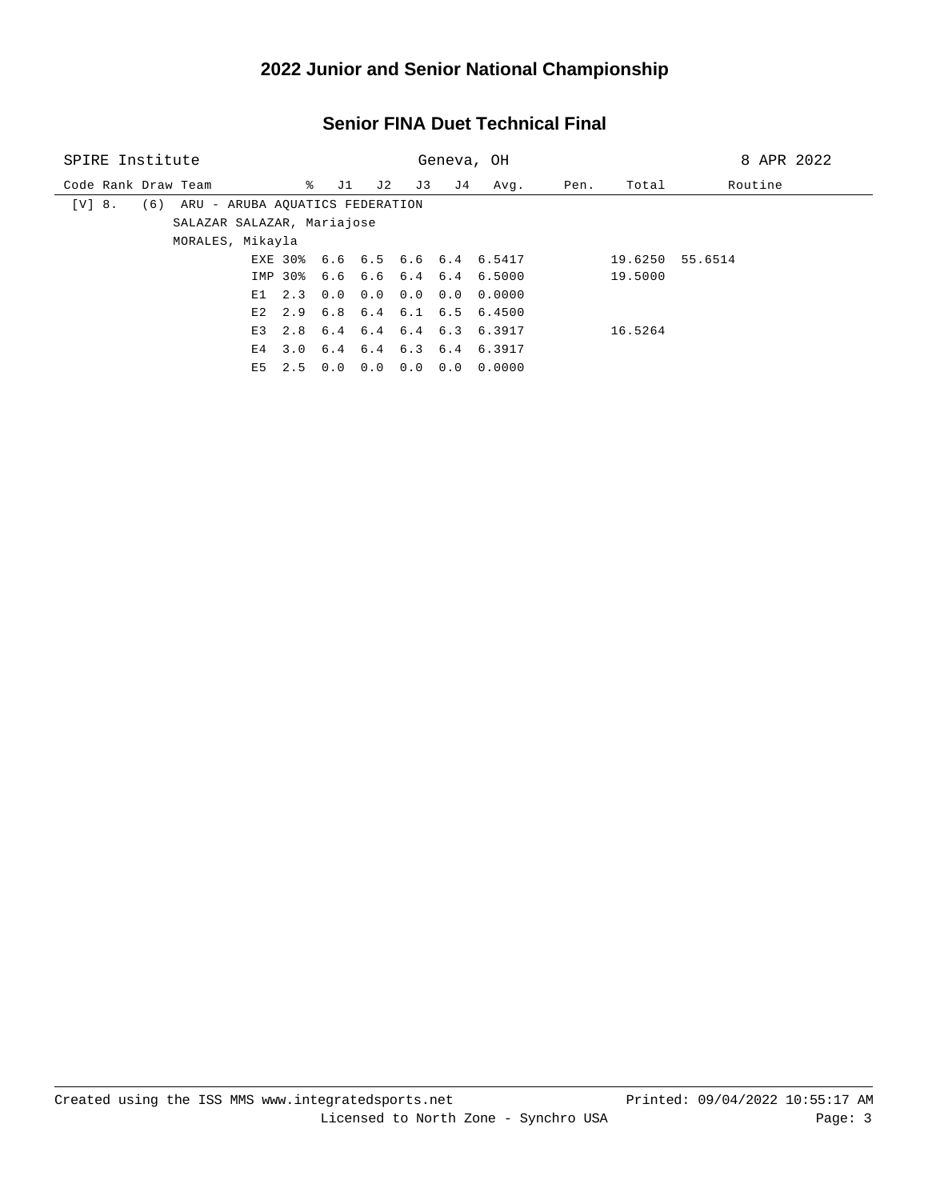# 2022 Junior and Senior National Championship

## Senior FINA Duet Technical Final

| SPIRE Institute | Geneva, OH | 8 APR 2022 |
|---|---|---|

| Code | Rank | Draw | Team | | % | J1 | J2 | J3 | J4 | Avg. | Pen. | Total | Routine |
|---|---|---|---|---|---|---|---|---|---|---|---|---|---|
| [V] | 8. | (6) | ARU - ARUBA AQUATICS FEDERATION | | | | | | | | | | |
| | | | SALAZAR SALAZAR, Mariajose | | | | | | | | | | |
| | | | MORALES, Mikayla | | | | | | | | | | |
| | | | | EXE | 30% | 6.6 | 6.5 | 6.6 | 6.4 | 6.5417 | | 19.6250 | 55.6514 |
| | | | | IMP | 30% | 6.6 | 6.6 | 6.4 | 6.4 | 6.5000 | | 19.5000 | |
| | | | | E1 | 2.3 | 0.0 | 0.0 | 0.0 | 0.0 | 0.0000 | | | |
| | | | | E2 | 2.9 | 6.8 | 6.4 | 6.1 | 6.5 | 6.4500 | | | |
| | | | | E3 | 2.8 | 6.4 | 6.4 | 6.4 | 6.3 | 6.3917 | | 16.5264 | |
| | | | | E4 | 3.0 | 6.4 | 6.4 | 6.3 | 6.4 | 6.3917 | | | |
| | | | | E5 | 2.5 | 0.0 | 0.0 | 0.0 | 0.0 | 0.0000 | | | |

Created using the ISS MMS www.integratedsports.net Printed: 09/04/2022 10:55:17 AM
Licensed to North Zone - Synchro USA